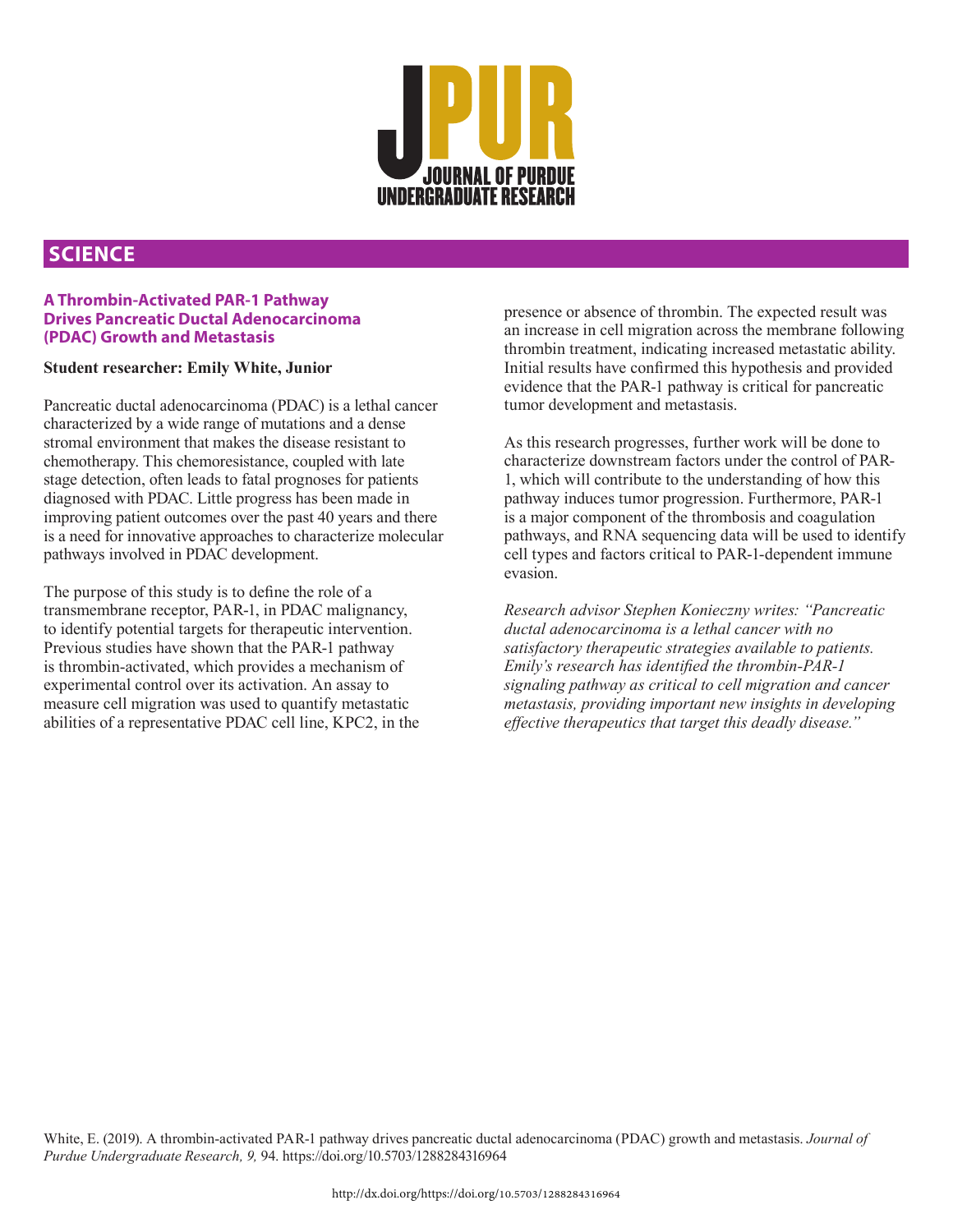# JPUR
JOURNAL OF PURDUE UNDERGRADUATE RESEARCH

## SCIENCE

### A Thrombin-Activated PAR-1 Pathway Drives Pancreatic Ductal Adenocarcinoma (PDAC) Growth and Metastasis

**Student researcher: Emily White, Junior**

Pancreatic ductal adenocarcinoma (PDAC) is a lethal cancer characterized by a wide range of mutations and a dense stromal environment that makes the disease resistant to chemotherapy. This chemoresistance, coupled with late stage detection, often leads to fatal prognoses for patients diagnosed with PDAC. Little progress has been made in improving patient outcomes over the past 40 years and there is a need for innovative approaches to characterize molecular pathways involved in PDAC development.

The purpose of this study is to define the role of a transmembrane receptor, PAR-1, in PDAC malignancy, to identify potential targets for therapeutic intervention. Previous studies have shown that the PAR-1 pathway is thrombin-activated, which provides a mechanism of experimental control over its activation. An assay to measure cell migration was used to quantify metastatic abilities of a representative PDAC cell line, KPC2, in the presence or absence of thrombin. The expected result was an increase in cell migration across the membrane following thrombin treatment, indicating increased metastatic ability. Initial results have confirmed this hypothesis and provided evidence that the PAR-1 pathway is critical for pancreatic tumor development and metastasis.

As this research progresses, further work will be done to characterize downstream factors under the control of PAR-1, which will contribute to the understanding of how this pathway induces tumor progression. Furthermore, PAR-1 is a major component of the thrombosis and coagulation pathways, and RNA sequencing data will be used to identify cell types and factors critical to PAR-1-dependent immune evasion.

*Research advisor Stephen Konieczny writes: "Pancreatic ductal adenocarcinoma is a lethal cancer with no satisfactory therapeutic strategies available to patients. Emily's research has identified the thrombin-PAR-1 signaling pathway as critical to cell migration and cancer metastasis, providing important new insights in developing effective therapeutics that target this deadly disease."*

White, E. (2019). A thrombin-activated PAR-1 pathway drives pancreatic ductal adenocarcinoma (PDAC) growth and metastasis. *Journal of Purdue Undergraduate Research, 9,* 94. https://doi.org/10.5703/1288284316964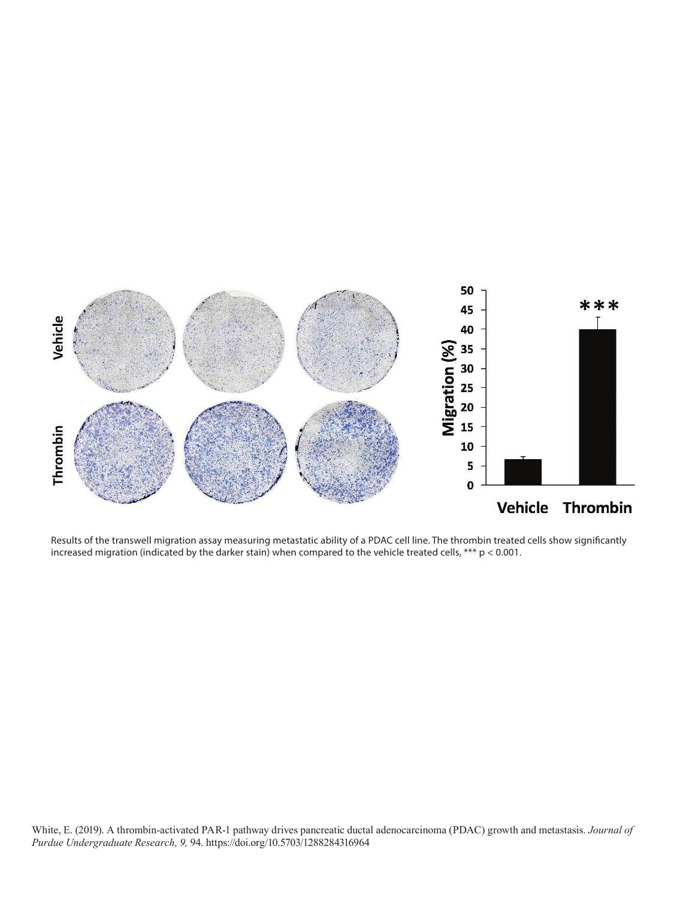Vehicle

Thrombin

50
45
40
35
30
25
20
15
10
5
0

Migration (%)

***

Vehicle Thrombin

Results of the transwell migration assay measuring metastatic ability of a PDAC cell line. The thrombin treated cells show significantly increased migration (indicated by the darker stain) when compared to the vehicle treated cells, *** $p < 0.001$.

White, E. (2019). A thrombin-activated PAR-1 pathway drives pancreatic ductal adenocarcinoma (PDAC) growth and metastasis. *Journal of Purdue Undergraduate Research, 9,* 94. https://doi.org/10.5703/1288284316964